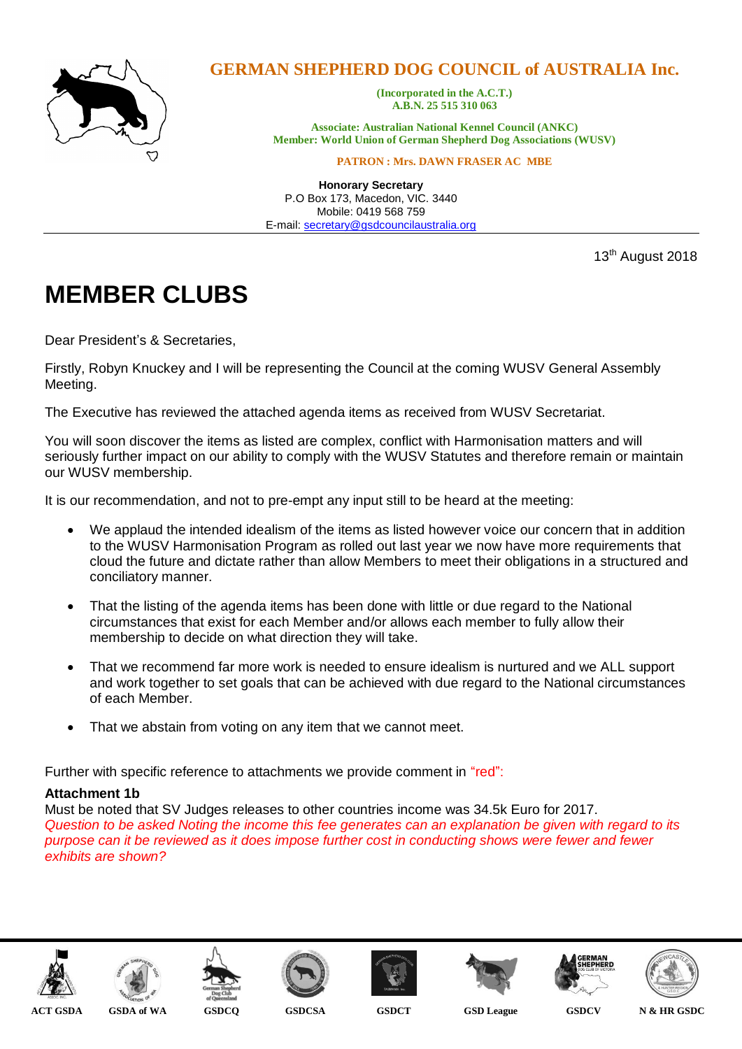# GERMAN SHEPHERD DOG COUNCIL of AUSTRALIA Inc.

**(Incorporated in the A.C.T.)**
**A.B.N. 25 515 310 063**

**Associate: Australian National Kennel Council (ANKC)**
**Member: World Union of German Shepherd Dog Associations (WUSV)**

**PATRON : Mrs. DAWN FRASER AC MBE**

**Honorary Secretary**
P.O Box 173, Macedon, VIC. 3440
Mobile: 0419 568 759
E-mail: secretary@gsdcouncilaustralia.org

13th August 2018

# MEMBER CLUBS

Dear President's & Secretaries,

Firstly, Robyn Knuckey and I will be representing the Council at the coming WUSV General Assembly Meeting.

The Executive has reviewed the attached agenda items as received from WUSV Secretariat.

You will soon discover the items as listed are complex, conflict with Harmonisation matters and will seriously further impact on our ability to comply with the WUSV Statutes and therefore remain or maintain our WUSV membership.

It is our recommendation, and not to pre-empt any input still to be heard at the meeting:

- We applaud the intended idealism of the items as listed however voice our concern that in addition to the WUSV Harmonisation Program as rolled out last year we now have more requirements that cloud the future and dictate rather than allow Members to meet their obligations in a structured and conciliatory manner.
- That the listing of the agenda items has been done with little or due regard to the National circumstances that exist for each Member and/or allows each member to fully allow their membership to decide on what direction they will take.
- That we recommend far more work is needed to ensure idealism is nurtured and we ALL support and work together to set goals that can be achieved with due regard to the National circumstances of each Member.
- That we abstain from voting on any item that we cannot meet.

Further with specific reference to attachments we provide comment in "red":

**Attachment 1b**
Must be noted that SV Judges releases to other countries income was 34.5k Euro for 2017.
*Question to be asked Noting the income this fee generates can an explanation be given with regard to its purpose can it be reviewed as it does impose further cost in conducting shows were fewer and fewer exhibits are shown?*

**ACT GSDA** | **GSDA of WA** | **GSDCQ** | **GSDCSA** | **GSDCT** | **GSD League** | **GSDCV** | **N & HR GSDC**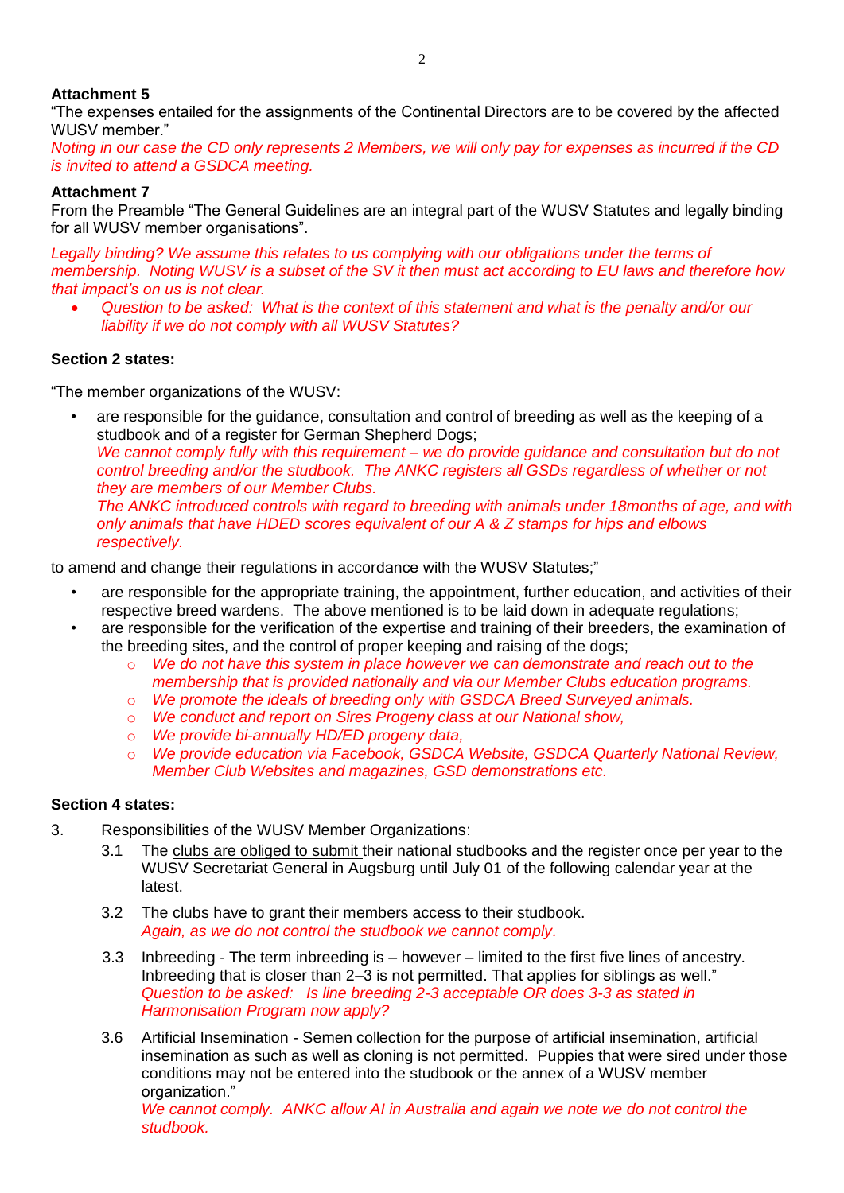**Attachment 5**

"The expenses entailed for the assignments of the Continental Directors are to be covered by the affected WUSV member."

*Noting in our case the CD only represents 2 Members, we will only pay for expenses as incurred if the CD is invited to attend a GSDCA meeting.*

**Attachment 7**

From the Preamble "The General Guidelines are an integral part of the WUSV Statutes and legally binding for all WUSV member organisations".

*Legally binding? We assume this relates to us complying with our obligations under the terms of membership. Noting WUSV is a subset of the SV it then must act according to EU laws and therefore how that impact's on us is not clear.*

- *Question to be asked: What is the context of this statement and what is the penalty and/or our liability if we do not comply with all WUSV Statutes?*

**Section 2 states:**

"The member organizations of the WUSV:

- are responsible for the guidance, consultation and control of breeding as well as the keeping of a studbook and of a register for German Shepherd Dogs;
  *We cannot comply fully with this requirement – we do provide guidance and consultation but do not control breeding and/or the studbook. The ANKC registers all GSDs regardless of whether or not they are members of our Member Clubs.*
  *The ANKC introduced controls with regard to breeding with animals under 18months of age, and with only animals that have HDED scores equivalent of our A & Z stamps for hips and elbows respectively.*

to amend and change their regulations in accordance with the WUSV Statutes;"

- are responsible for the appropriate training, the appointment, further education, and activities of their respective breed wardens. The above mentioned is to be laid down in adequate regulations;
- are responsible for the verification of the expertise and training of their breeders, the examination of the breeding sites, and the control of proper keeping and raising of the dogs;
  - *We do not have this system in place however we can demonstrate and reach out to the membership that is provided nationally and via our Member Clubs education programs.*
  - *We promote the ideals of breeding only with GSDCA Breed Surveyed animals.*
  - *We conduct and report on Sires Progeny class at our National show,*
  - *We provide bi-annually HD/ED progeny data,*
  - *We provide education via Facebook, GSDCA Website, GSDCA Quarterly National Review, Member Club Websites and magazines, GSD demonstrations etc.*

**Section 4 states:**

3. Responsibilities of the WUSV Member Organizations:

   3.1 The clubs are obliged to submit their national studbooks and the register once per year to the WUSV Secretariat General in Augsburg until July 01 of the following calendar year at the latest.

   3.2 The clubs have to grant their members access to their studbook.
   *Again, as we do not control the studbook we cannot comply.*

   3.3 Inbreeding - The term inbreeding is – however – limited to the first five lines of ancestry. Inbreeding that is closer than 2–3 is not permitted. That applies for siblings as well."
   *Question to be asked: Is line breeding 2-3 acceptable OR does 3-3 as stated in Harmonisation Program now apply?*

   3.6 Artificial Insemination - Semen collection for the purpose of artificial insemination, artificial insemination as such as well as cloning is not permitted. Puppies that were sired under those conditions may not be entered into the studbook or the annex of a WUSV member organization."
   *We cannot comply. ANKC allow AI in Australia and again we note we do not control the studbook.*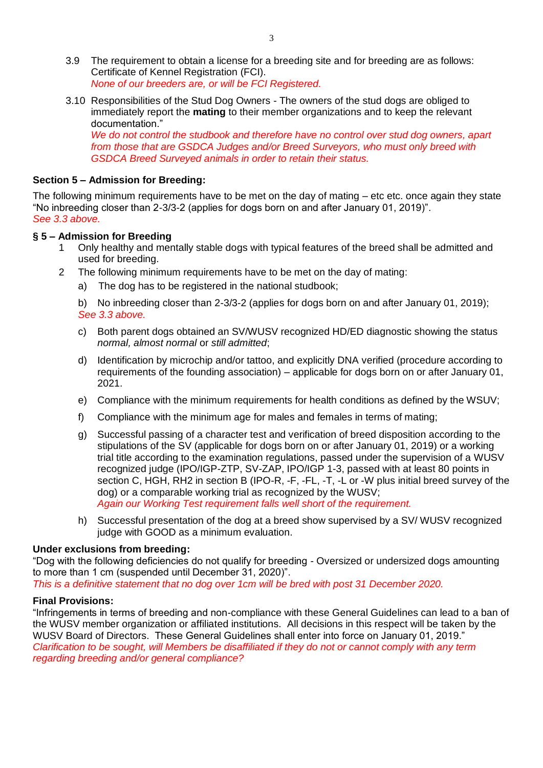3.9 The requirement to obtain a license for a breeding site and for breeding are as follows: Certificate of Kennel Registration (FCI).
*None of our breeders are, or will be FCI Registered.*

3.10 Responsibilities of the Stud Dog Owners - The owners of the stud dogs are obliged to immediately report the **mating** to their member organizations and to keep the relevant documentation."
*We do not control the studbook and therefore have no control over stud dog owners, apart from those that are GSDCA Judges and/or Breed Surveyors, who must only breed with GSDCA Breed Surveyed animals in order to retain their status.*

**Section 5 – Admission for Breeding:**

The following minimum requirements have to be met on the day of mating – etc etc. once again they state "No inbreeding closer than 2-3/3-2 (applies for dogs born on and after January 01, 2019)".
*See 3.3 above.*

**§ 5 – Admission for Breeding**

1. Only healthy and mentally stable dogs with typical features of the breed shall be admitted and used for breeding.
2. The following minimum requirements have to be met on the day of mating:
   a) The dog has to be registered in the national studbook;

   b) No inbreeding closer than 2-3/3-2 (applies for dogs born on and after January 01, 2019);
   *See 3.3 above.*

   c) Both parent dogs obtained an SV/WUSV recognized HD/ED diagnostic showing the status *normal, almost normal* or *still admitted*;

   d) Identification by microchip and/or tattoo, and explicitly DNA verified (procedure according to requirements of the founding association) – applicable for dogs born on or after January 01, 2021.

   e) Compliance with the minimum requirements for health conditions as defined by the WSUV;

   f) Compliance with the minimum age for males and females in terms of mating;

   g) Successful passing of a character test and verification of breed disposition according to the stipulations of the SV (applicable for dogs born on or after January 01, 2019) or a working trial title according to the examination regulations, passed under the supervision of a WUSV recognized judge (IPO/IGP-ZTP, SV-ZAP, IPO/IGP 1-3, passed with at least 80 points in section C, HGH, RH2 in section B (IPO-R, -F, -FL, -T, -L or -W plus initial breed survey of the dog) or a comparable working trial as recognized by the WUSV;
   *Again our Working Test requirement falls well short of the requirement.*

   h) Successful presentation of the dog at a breed show supervised by a SV/ WUSV recognized judge with GOOD as a minimum evaluation.

**Under exclusions from breeding:**

"Dog with the following deficiencies do not qualify for breeding - Oversized or undersized dogs amounting to more than 1 cm (suspended until December 31, 2020)".
*This is a definitive statement that no dog over 1cm will be bred with post 31 December 2020.*

**Final Provisions:**

"Infringements in terms of breeding and non-compliance with these General Guidelines can lead to a ban of the WUSV member organization or affiliated institutions. All decisions in this respect will be taken by the WUSV Board of Directors. These General Guidelines shall enter into force on January 01, 2019."
*Clarification to be sought, will Members be disaffiliated if they do not or cannot comply with any term regarding breeding and/or general compliance?*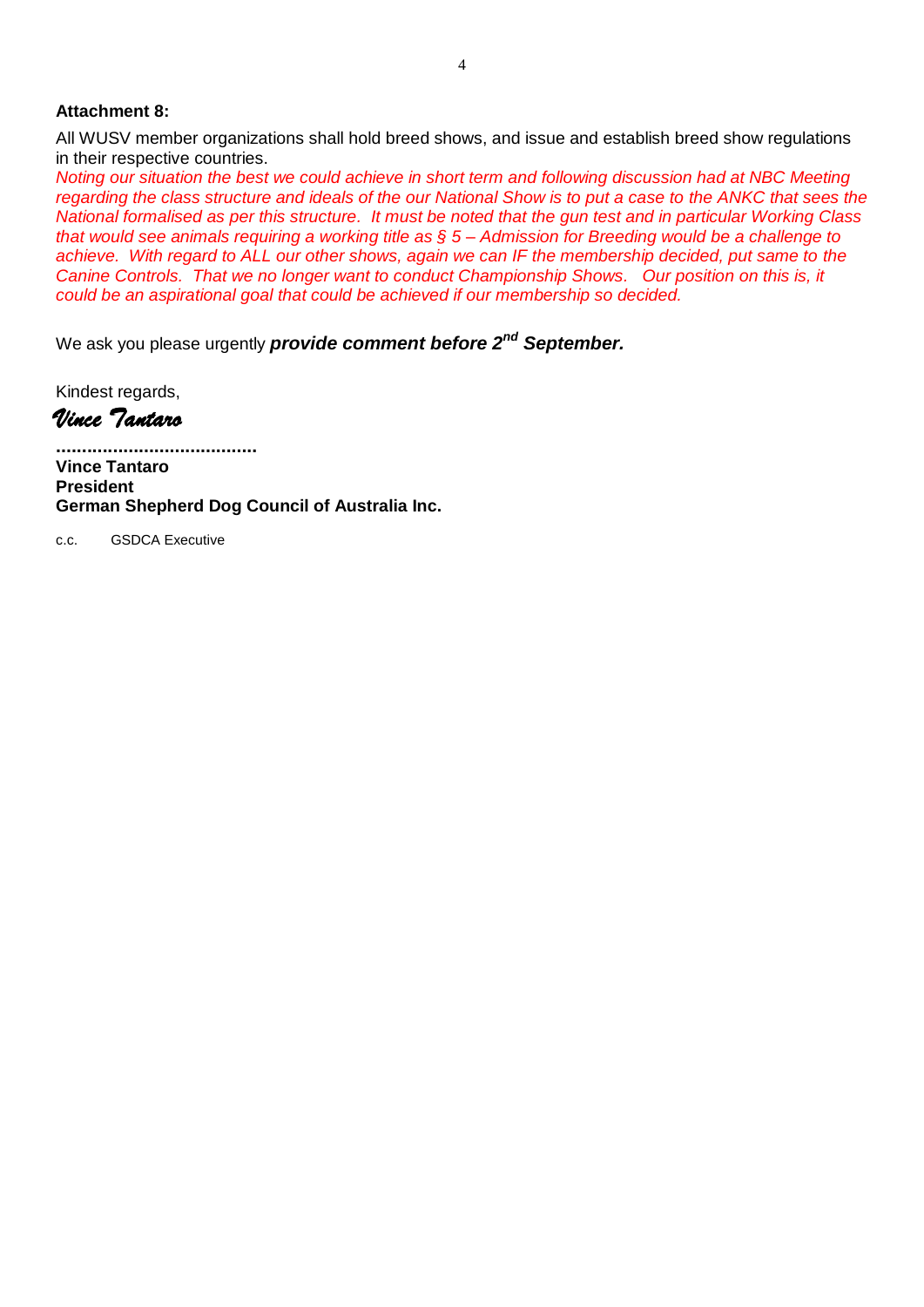**Attachment 8:**

All WUSV member organizations shall hold breed shows, and issue and establish breed show regulations in their respective countries.

*Noting our situation the best we could achieve in short term and following discussion had at NBC Meeting regarding the class structure and ideals of the our National Show is to put a case to the ANKC that sees the National formalised as per this structure. It must be noted that the gun test and in particular Working Class that would see animals requiring a working title as § 5 – Admission for Breeding would be a challenge to achieve. With regard to ALL our other shows, again we can IF the membership decided, put same to the Canine Controls. That we no longer want to conduct Championship Shows. Our position on this is, it could be an aspirational goal that could be achieved if our membership so decided.*

We ask you please urgently ***provide comment before 2nd September.***

Kindest regards,

*Vince Tantaro*

**.......................................**
**Vince Tantaro**
**President**
**German Shepherd Dog Council of Australia Inc.**

c.c. GSDCA Executive